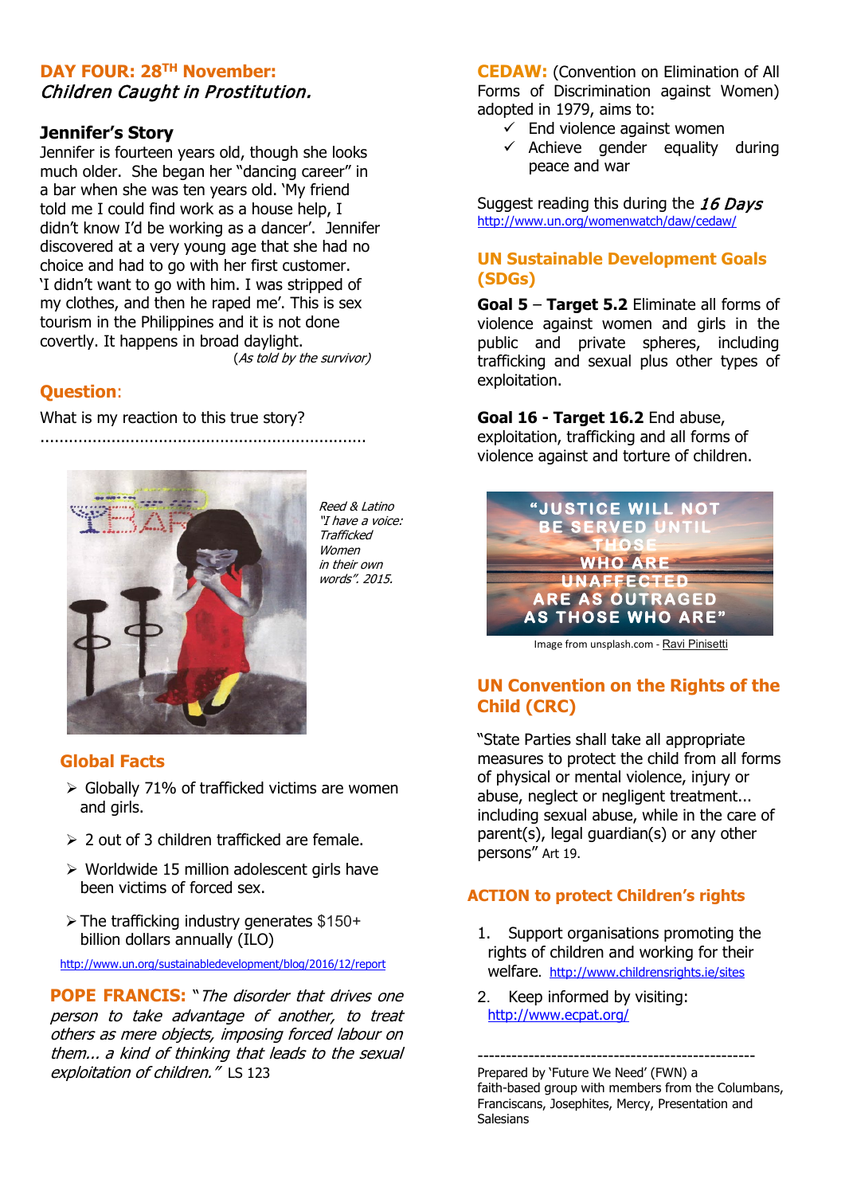## DAY FOUR: 28TH November: *Children Caught in Prostitution.*

### Jennifer's Story

Jennifer is fourteen years old, though she looks much older. She began her "dancing career" in a bar when she was ten years old. 'My friend told me I could find work as a house help, I didn't know I'd be working as a dancer'. Jennifer discovered at a very young age that she had no choice and had to go with her first customer. 'I didn't want to go with him. I was stripped of my clothes, and then he raped me'. This is sex tourism in the Philippines and it is not done covertly. It happens in broad daylight.

(*As told by the survivor*)

### Question:

What is my reaction to this true story?

....................................................................

*Reed & Latino "I have a voice: Trafficked Women in their own words". 2015.*

### Global Facts

- Globally 71% of trafficked victims are women and girls.
- 2 out of 3 children trafficked are female.
- Worldwide 15 million adolescent girls have been victims of forced sex.
- The trafficking industry generates $150+ billion dollars annually (ILO)

http://www.un.org/sustainabledevelopment/blog/2016/12/report

**POPE FRANCIS:** "*The disorder that drives one person to take advantage of another, to treat others as mere objects, imposing forced labour on them... a kind of thinking that leads to the sexual exploitation of children."* LS 123

**CEDAW:** (Convention on Elimination of All Forms of Discrimination against Women) adopted in 1979, aims to:

- ✓ End violence against women
- ✓ Achieve gender equality during peace and war

Suggest reading this during the *16 Days*
http://www.un.org/womenwatch/daw/cedaw/

### UN Sustainable Development Goals (SDGs)

**Goal 5** – **Target 5.2** Eliminate all forms of violence against women and girls in the public and private spheres, including trafficking and sexual plus other types of exploitation.

**Goal 16 - Target 16.2** End abuse, exploitation, trafficking and all forms of violence against and torture of children.

"JUSTICE WILL NOT BE SERVED UNTIL THOSE WHO ARE UNAFFECTED ARE AS OUTRAGED AS THOSE WHO ARE"

Image from unsplash.com - Ravi Pinisetti

### UN Convention on the Rights of the Child (CRC)

"State Parties shall take all appropriate measures to protect the child from all forms of physical or mental violence, injury or abuse, neglect or negligent treatment... including sexual abuse, while in the care of parent(s), legal guardian(s) or any other persons" Art 19.

### ACTION to protect Children's rights

1. Support organisations promoting the rights of children and working for their welfare. http://www.childrensrights.ie/sites
2. Keep informed by visiting: http://www.ecpat.org/

---

Prepared by 'Future We Need' (FWN) a faith-based group with members from the Columbans, Franciscans, Josephites, Mercy, Presentation and Salesians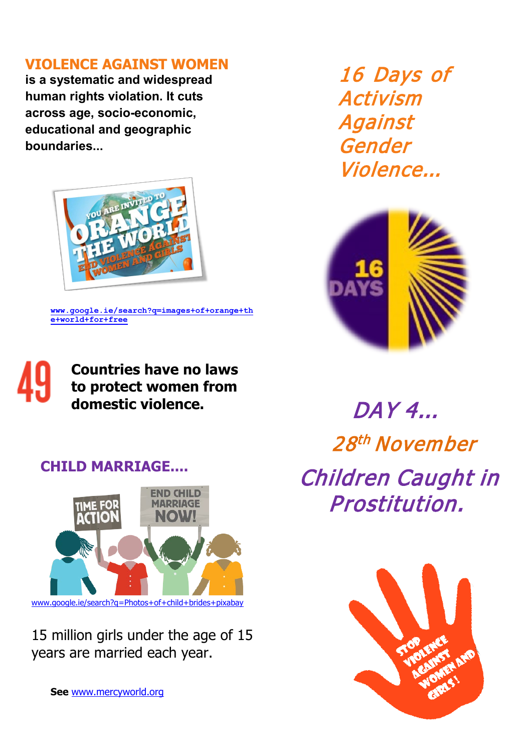## VIOLENCE AGAINST WOMEN

**is a systematic and widespread human rights violation. It cuts across age, socio-economic, educational and geographic boundaries...**

www.google.ie/search?q=images+of+orange+the+world+for+free

**49** **Countries have no laws to protect women from domestic violence.**

## CHILD MARRIAGE....

www.google.ie/search?q=Photos+of+child+brides+pixabay

15 million girls under the age of 15 years are married each year.

**See** www.mercyworld.org

# *16 Days of Activism Against Gender Violence...*

## *DAY 4...*

## *28th November*

## *Children Caught in Prostitution.*